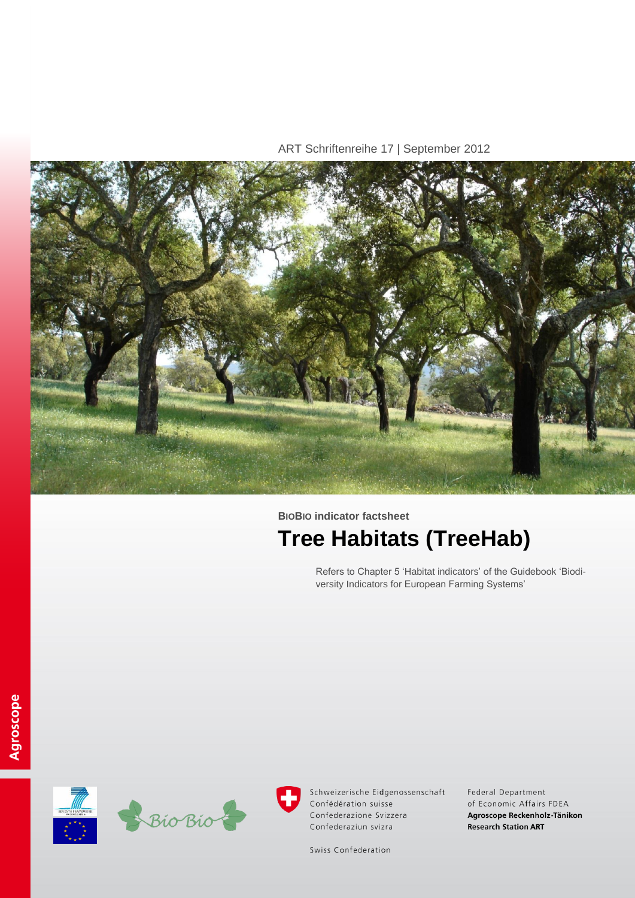ART Schriftenreihe 17 | September 2012

**BioBio indicator factsheet**

# Tree Habitats (TreeHab)

Refers to Chapter 5 'Habitat indicators' of the Guidebook 'Biodiversity Indicators for European Farming Systems'

Agroscope

Schweizerische Eidgenossenschaft
Confédération suisse
Confederazione Svizzera
Confederaziun svizra

Swiss Confederation

Federal Department of Economic Affairs FDEA
**Agroscope Reckenholz-Tänikon Research Station ART**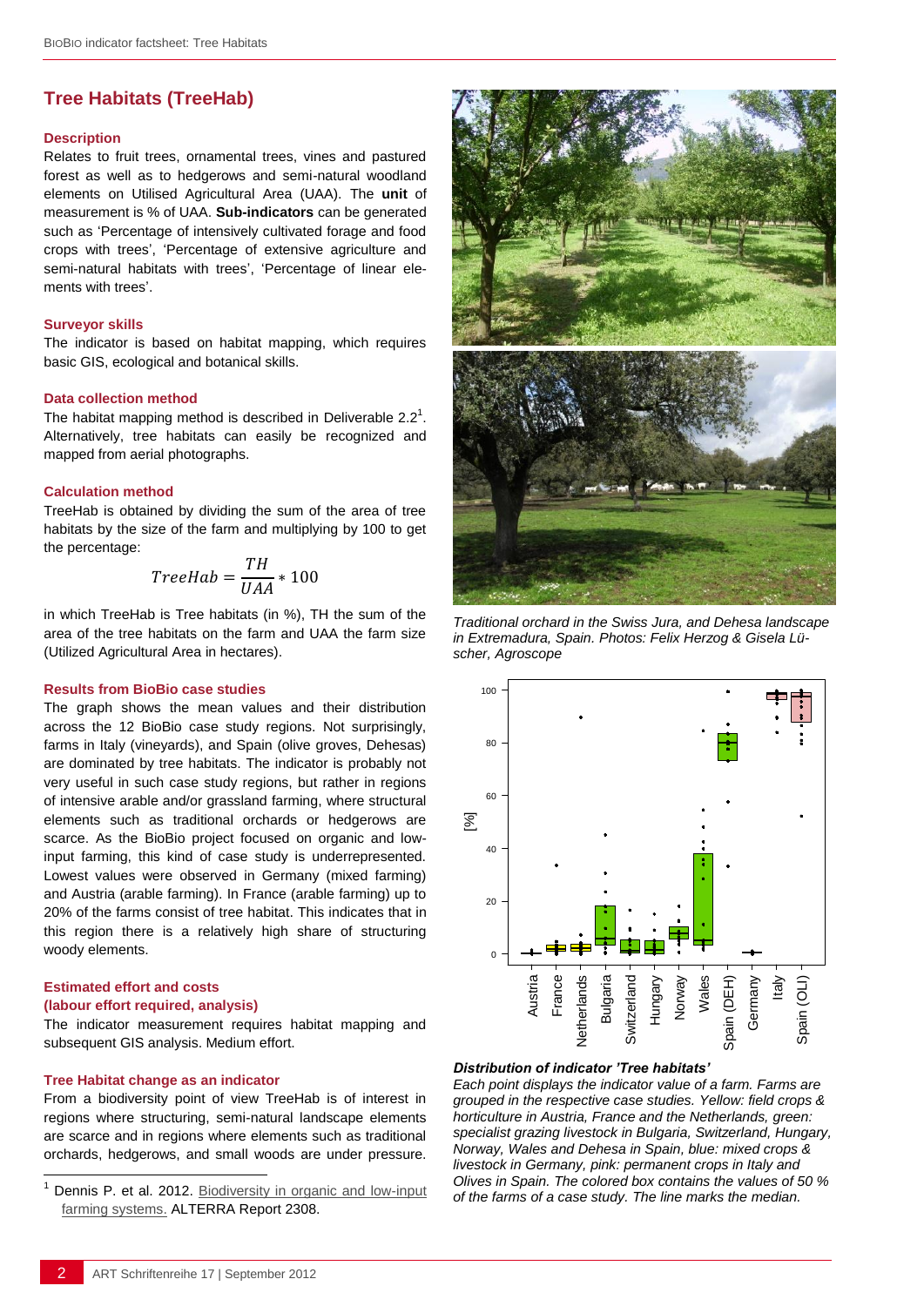## Tree Habitats (TreeHab)

### Description

Relates to fruit trees, ornamental trees, vines and pastured forest as well as to hedgerows and semi-natural woodland elements on Utilised Agricultural Area (UAA). The **unit** of measurement is % of UAA. **Sub-indicators** can be generated such as 'Percentage of intensively cultivated forage and food crops with trees', 'Percentage of extensive agriculture and semi-natural habitats with trees', 'Percentage of linear elements with trees'.

### Surveyor skills

The indicator is based on habitat mapping, which requires basic GIS, ecological and botanical skills.

### Data collection method

The habitat mapping method is described in Deliverable 2.2[1]. Alternatively, tree habitats can easily be recognized and mapped from aerial photographs.

### Calculation method

TreeHab is obtained by dividing the sum of the area of tree habitats by the size of the farm and multiplying by 100 to get the percentage:

$$TreeHab = \frac{TH}{UAA} * 100$$

in which TreeHab is Tree habitats (in %), TH the sum of the area of the tree habitats on the farm and UAA the farm size (Utilized Agricultural Area in hectares).

### Results from BioBio case studies

The graph shows the mean values and their distribution across the 12 BioBio case study regions. Not surprisingly, farms in Italy (vineyards), and Spain (olive groves, Dehesas) are dominated by tree habitats. The indicator is probably not very useful in such case study regions, but rather in regions of intensive arable and/or grassland farming, where structural elements such as traditional orchards or hedgerows are scarce. As the BioBio project focused on organic and low-input farming, this kind of case study is underrepresented. Lowest values were observed in Germany (mixed farming) and Austria (arable farming). In France (arable farming) up to 20% of the farms consist of tree habitat. This indicates that in this region there is a relatively high share of structuring woody elements.

### Estimated effort and costs (labour effort required, analysis)

The indicator measurement requires habitat mapping and subsequent GIS analysis. Medium effort.

### Tree Habitat change as an indicator

From a biodiversity point of view TreeHab is of interest in regions where structuring, semi-natural landscape elements are scarce and in regions where elements such as traditional orchards, hedgerows, and small woods are under pressure.

*Traditional orchard in the Swiss Jura, and Dehesa landscape in Extremadura, Spain. Photos: Felix Herzog & Gisela Lüscher, Agroscope*

***Distribution of indicator 'Tree habitats'***

*Each point displays the indicator value of a farm. Farms are grouped in the respective case studies. Yellow: field crops & horticulture in Austria, France and the Netherlands, green: specialist grazing livestock in Bulgaria, Switzerland, Hungary, Norway, Wales and Dehesa in Spain, blue: mixed crops & livestock in Germany, pink: permanent crops in Italy and Olives in Spain. The colored box contains the values of 50 % of the farms of a case study. The line marks the median.*

[1] Dennis P. et al. 2012. Biodiversity in organic and low-input farming systems. ALTERRA Report 2308.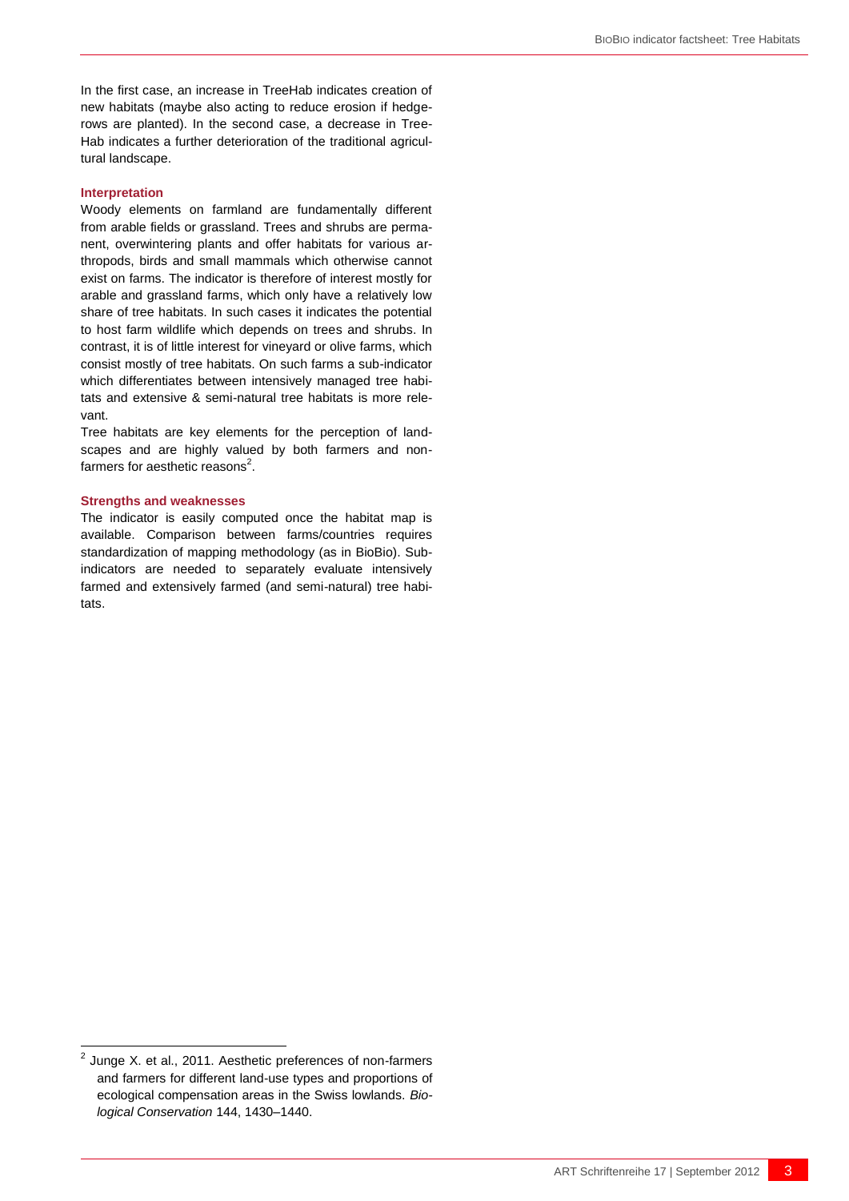In the first case, an increase in TreeHab indicates creation of new habitats (maybe also acting to reduce erosion if hedgerows are planted). In the second case, a decrease in TreeHab indicates a further deterioration of the traditional agricultural landscape.

### Interpretation

Woody elements on farmland are fundamentally different from arable fields or grassland. Trees and shrubs are permanent, overwintering plants and offer habitats for various arthropods, birds and small mammals which otherwise cannot exist on farms. The indicator is therefore of interest mostly for arable and grassland farms, which only have a relatively low share of tree habitats. In such cases it indicates the potential to host farm wildlife which depends on trees and shrubs. In contrast, it is of little interest for vineyard or olive farms, which consist mostly of tree habitats. On such farms a sub-indicator which differentiates between intensively managed tree habitats and extensive & semi-natural tree habitats is more relevant.

Tree habitats are key elements for the perception of landscapes and are highly valued by both farmers and non-farmers for aesthetic reasons[2].

### Strengths and weaknesses

The indicator is easily computed once the habitat map is available. Comparison between farms/countries requires standardization of mapping methodology (as in BioBio). Sub-indicators are needed to separately evaluate intensively farmed and extensively farmed (and semi-natural) tree habitats.

---

[2] Junge X. et al., 2011. Aesthetic preferences of non-farmers and farmers for different land-use types and proportions of ecological compensation areas in the Swiss lowlands. *Biological Conservation* 144, 1430–1440.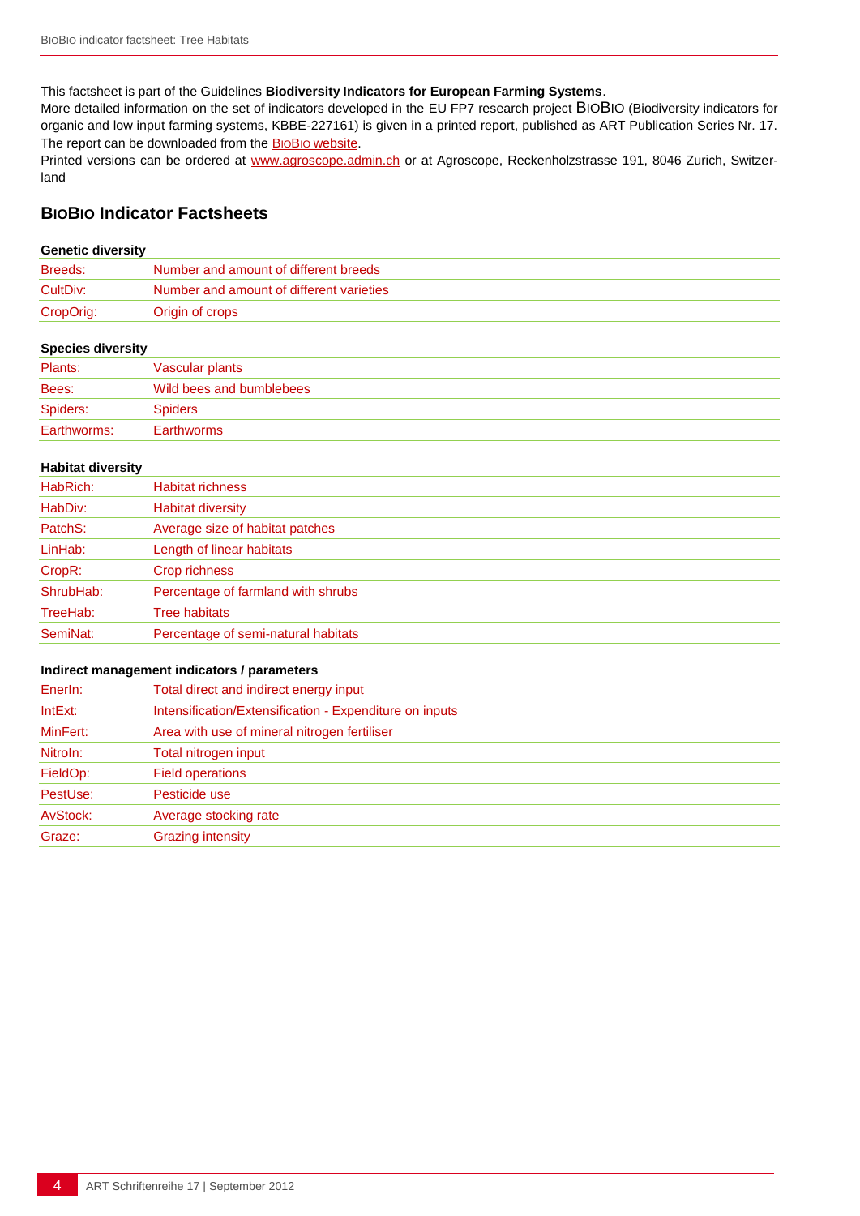This factsheet is part of the Guidelines **Biodiversity Indicators for European Farming Systems**.
More detailed information on the set of indicators developed in the EU FP7 research project BIOBIO (Biodiversity indicators for organic and low input farming systems, KBBE-227161) is given in a printed report, published as ART Publication Series Nr. 17. The report can be downloaded from the BIOBIO website.
Printed versions can be ordered at www.agroscope.admin.ch or at Agroscope, Reckenholzstrasse 191, 8046 Zurich, Switzerland

## BIOBIO Indicator Factsheets

**Genetic diversity**

| | |
|---|---|
| Breeds: | Number and amount of different breeds |
| CultDiv: | Number and amount of different varieties |
| CropOrig: | Origin of crops |

**Species diversity**

| | |
|---|---|
| Plants: | Vascular plants |
| Bees: | Wild bees and bumblebees |
| Spiders: | Spiders |
| Earthworms: | Earthworms |

**Habitat diversity**

| | |
|---|---|
| HabRich: | Habitat richness |
| HabDiv: | Habitat diversity |
| PatchS: | Average size of habitat patches |
| LinHab: | Length of linear habitats |
| CropR: | Crop richness |
| ShrubHab: | Percentage of farmland with shrubs |
| TreeHab: | Tree habitats |
| SemiNat: | Percentage of semi-natural habitats |

**Indirect management indicators / parameters**

| | |
|---|---|
| EnerIn: | Total direct and indirect energy input |
| IntExt: | Intensification/Extensification - Expenditure on inputs |
| MinFert: | Area with use of mineral nitrogen fertiliser |
| NitroIn: | Total nitrogen input |
| FieldOp: | Field operations |
| PestUse: | Pesticide use |
| AvStock: | Average stocking rate |
| Graze: | Grazing intensity |